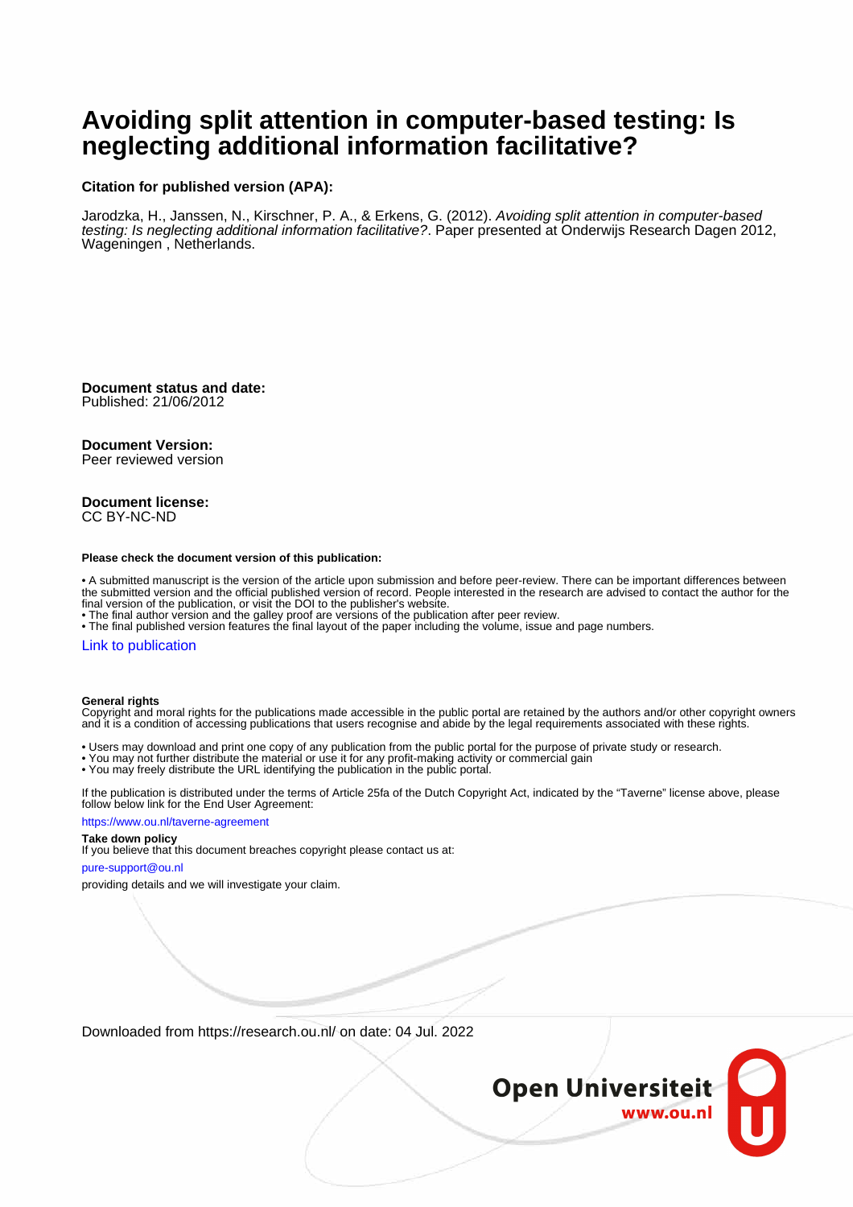# Avoiding split attention in computer-based testing: Is neglecting additional information facilitative?

**Citation for published version (APA):**

Jarodzka, H., Janssen, N., Kirschner, P. A., & Erkens, G. (2012). *Avoiding split attention in computer-based testing: Is neglecting additional information facilitative?*. Paper presented at Onderwijs Research Dagen 2012, Wageningen , Netherlands.

**Document status and date:**
Published: 21/06/2012

**Document Version:**
Peer reviewed version

**Document license:**
CC BY-NC-ND

**Please check the document version of this publication:**

- A submitted manuscript is the version of the article upon submission and before peer-review. There can be important differences between the submitted version and the official published version of record. People interested in the research are advised to contact the author for the final version of the publication, or visit the DOI to the publisher's website.
- The final author version and the galley proof are versions of the publication after peer review.
- The final published version features the final layout of the paper including the volume, issue and page numbers.

Link to publication

**General rights**
Copyright and moral rights for the publications made accessible in the public portal are retained by the authors and/or other copyright owners and it is a condition of accessing publications that users recognise and abide by the legal requirements associated with these rights.

- Users may download and print one copy of any publication from the public portal for the purpose of private study or research.
- You may not further distribute the material or use it for any profit-making activity or commercial gain
- You may freely distribute the URL identifying the publication in the public portal.

If the publication is distributed under the terms of Article 25fa of the Dutch Copyright Act, indicated by the "Taverne" license above, please follow below link for the End User Agreement:

https://www.ou.nl/taverne-agreement

**Take down policy**
If you believe that this document breaches copyright please contact us at:

pure-support@ou.nl

providing details and we will investigate your claim.

Downloaded from https://research.ou.nl/ on date: 04 Jul. 2022

Open Universiteit
www.ou.nl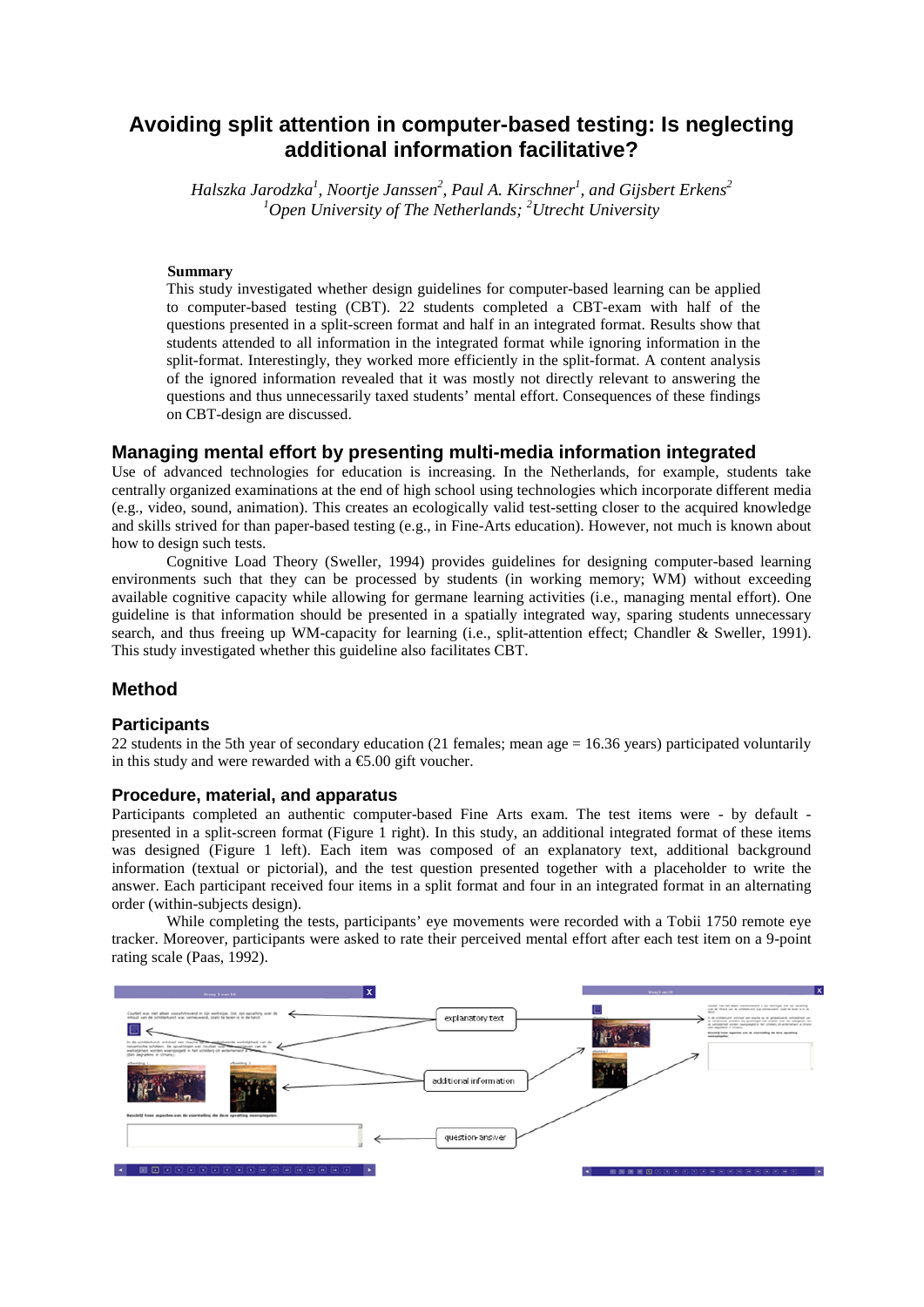# Avoiding split attention in computer-based testing: Is neglecting additional information facilitative?

*Halszka Jarodzka[1], Noortje Janssen[2], Paul A. Kirschner[1], and Gijsbert Erkens[2]*
*[1]Open University of The Netherlands; [2]Utrecht University*

**Summary**

This study investigated whether design guidelines for computer-based learning can be applied to computer-based testing (CBT). 22 students completed a CBT-exam with half of the questions presented in a split-screen format and half in an integrated format. Results show that students attended to all information in the integrated format while ignoring information in the split-format. Interestingly, they worked more efficiently in the split-format. A content analysis of the ignored information revealed that it was mostly not directly relevant to answering the questions and thus unnecessarily taxed students' mental effort. Consequences of these findings on CBT-design are discussed.

## Managing mental effort by presenting multi-media information integrated

Use of advanced technologies for education is increasing. In the Netherlands, for example, students take centrally organized examinations at the end of high school using technologies which incorporate different media (e.g., video, sound, animation). This creates an ecologically valid test-setting closer to the acquired knowledge and skills strived for than paper-based testing (e.g., in Fine-Arts education). However, not much is known about how to design such tests.

Cognitive Load Theory (Sweller, 1994) provides guidelines for designing computer-based learning environments such that they can be processed by students (in working memory; WM) without exceeding available cognitive capacity while allowing for germane learning activities (i.e., managing mental effort). One guideline is that information should be presented in a spatially integrated way, sparing students unnecessary search, and thus freeing up WM-capacity for learning (i.e., split-attention effect; Chandler & Sweller, 1991). This study investigated whether this guideline also facilitates CBT.

## Method

### Participants

22 students in the 5th year of secondary education (21 females; mean age = 16.36 years) participated voluntarily in this study and were rewarded with a €5.00 gift voucher.

### Procedure, material, and apparatus

Participants completed an authentic computer-based Fine Arts exam. The test items were - by default - presented in a split-screen format (Figure 1 right). In this study, an additional integrated format of these items was designed (Figure 1 left). Each item was composed of an explanatory text, additional background information (textual or pictorial), and the test question presented together with a placeholder to write the answer. Each participant received four items in a split format and four in an integrated format in an alternating order (within-subjects design).

While completing the tests, participants' eye movements were recorded with a Tobii 1750 remote eye tracker. Moreover, participants were asked to rate their perceived mental effort after each test item on a 9-point rating scale (Paas, 1992).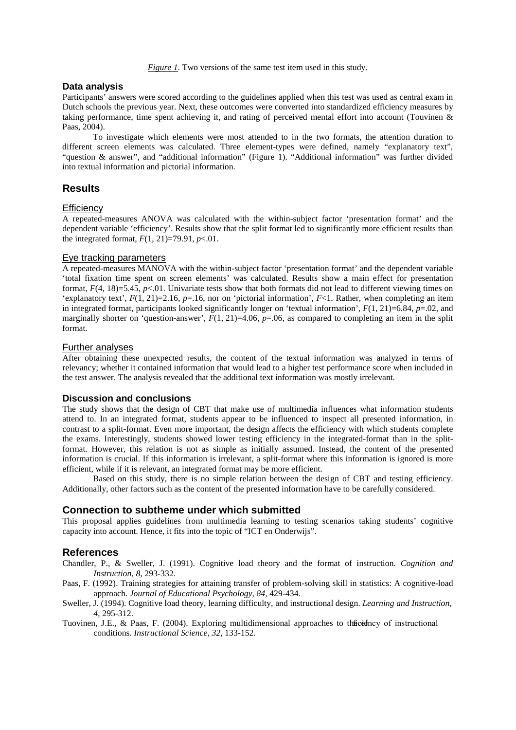*Figure 1.* Two versions of the same test item used in this study.

### Data analysis

Participants' answers were scored according to the guidelines applied when this test was used as central exam in Dutch schools the previous year. Next, these outcomes were converted into standardized efficiency measures by taking performance, time spent achieving it, and rating of perceived mental effort into account (Touvinen & Paas, 2004).

To investigate which elements were most attended to in the two formats, the attention duration to different screen elements was calculated. Three element-types were defined, namely "explanatory text", "question & answer", and "additional information" (Figure 1). "Additional information" was further divided into textual information and pictorial information.

## Results

### Efficiency

A repeated-measures ANOVA was calculated with the within-subject factor 'presentation format' and the dependent variable 'efficiency'. Results show that the split format led to significantly more efficient results than the integrated format, $F(1, 21)=79.91$, $p<.01$.

### Eye tracking parameters

A repeated-measures MANOVA with the within-subject factor 'presentation format' and the dependent variable 'total fixation time spent on screen elements' was calculated. Results show a main effect for presentation format, $F(4, 18)=5.45$, $p<.01$. Univariate tests show that both formats did not lead to different viewing times on 'explanatory text', $F(1, 21)=2.16$, $p=.16$, nor on 'pictorial information', $F<1$. Rather, when completing an item in integrated format, participants looked significantly longer on 'textual information', $F(1, 21)=6.84$, $p=.02$, and marginally shorter on 'question-answer', $F(1, 21)=4.06$, $p=.06$, as compared to completing an item in the split format.

### Further analyses

After obtaining these unexpected results, the content of the textual information was analyzed in terms of relevancy; whether it contained information that would lead to a higher test performance score when included in the test answer. The analysis revealed that the additional text information was mostly irrelevant.

### Discussion and conclusions

The study shows that the design of CBT that make use of multimedia influences what information students attend to. In an integrated format, students appear to be influenced to inspect all presented information, in contrast to a split-format. Even more important, the design affects the efficiency with which students complete the exams. Interestingly, students showed lower testing efficiency in the integrated-format than in the split-format. However, this relation is not as simple as initially assumed. Instead, the content of the presented information is crucial. If this information is irrelevant, a split-format where this information is ignored is more efficient, while if it is relevant, an integrated format may be more efficient.

Based on this study, there is no simple relation between the design of CBT and testing efficiency. Additionally, other factors such as the content of the presented information have to be carefully considered.

### Connection to subtheme under which submitted

This proposal applies guidelines from multimedia learning to testing scenarios taking students' cognitive capacity into account. Hence, it fits into the topic of "ICT en Onderwijs".

### References

Chandler, P., & Sweller, J. (1991). Cognitive load theory and the format of instruction. *Cognition and Instruction, 8,* 293-332.

Paas, F. (1992). Training strategies for attaining transfer of problem-solving skill in statistics: A cognitive-load approach. *Journal of Educational Psychology, 84*, 429-434.

Sweller, J. (1994). Cognitive load theory, learning difficulty, and instructional design. *Learning and Instruction, 4*, 295-312.

Tuovinen, J.E., & Paas, F. (2004). Exploring multidimensional approaches to the efficiency of instructional conditions. *Instructional Science, 32*, 133-152.